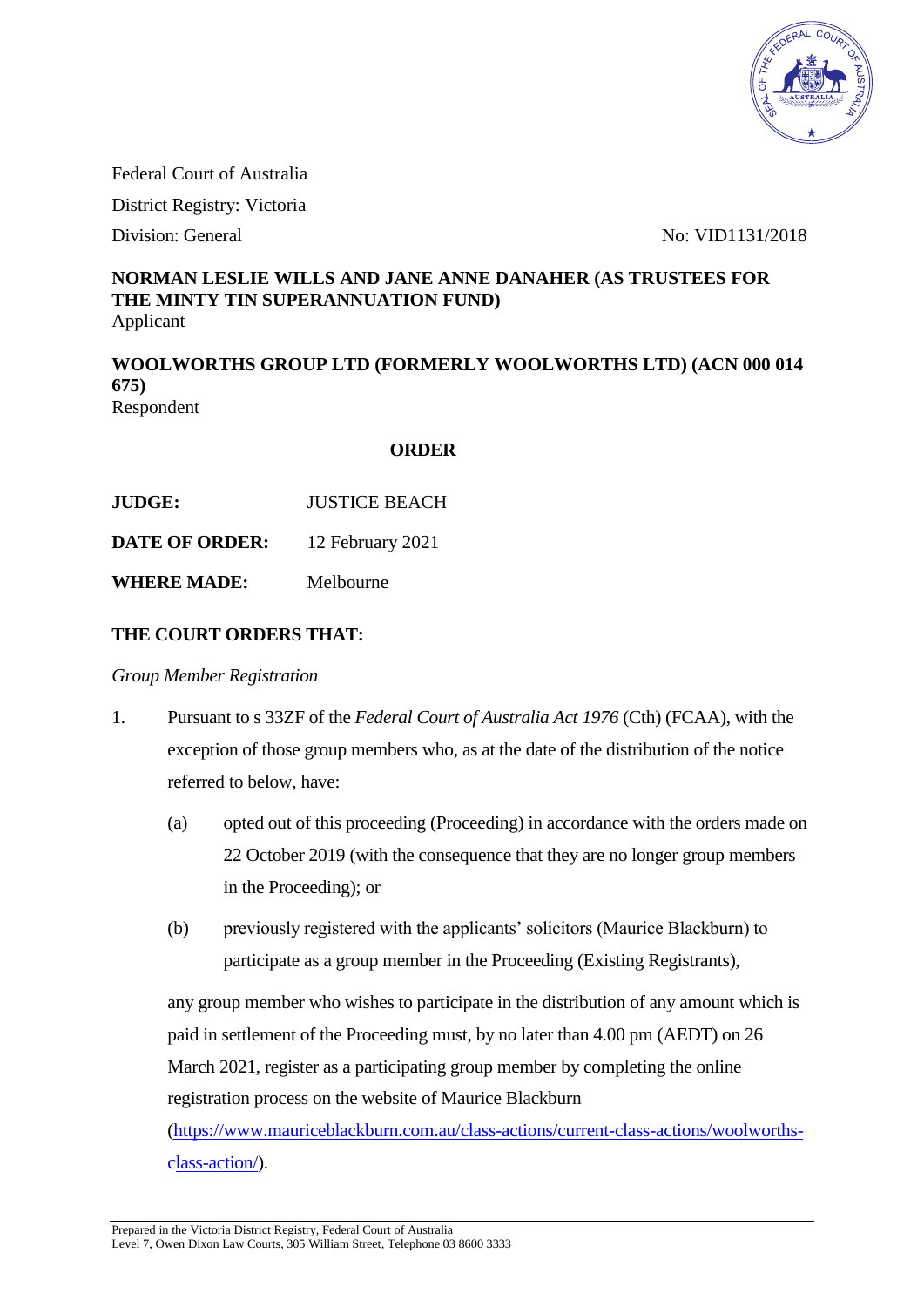Federal Court of Australia

District Registry: Victoria

Division: General　　　　　　　　　　　　　　　　　　　　No: VID1131/2018

**NORMAN LESLIE WILLS AND JANE ANNE DANAHER (AS TRUSTEES FOR THE MINTY TIN SUPERANNUATION FUND)**
Applicant

**WOOLWORTHS GROUP LTD (FORMERLY WOOLWORTHS LTD) (ACN 000 014 675)**
Respondent

**ORDER**

| | |
|---|---|
| **JUDGE:** | JUSTICE BEACH |
| **DATE OF ORDER:** | 12 February 2021 |
| **WHERE MADE:** | Melbourne |

**THE COURT ORDERS THAT:**

*Group Member Registration*

1. Pursuant to s 33ZF of the *Federal Court of Australia Act 1976* (Cth) (FCAA), with the exception of those group members who, as at the date of the distribution of the notice referred to below, have:

   (a) opted out of this proceeding (Proceeding) in accordance with the orders made on 22 October 2019 (with the consequence that they are no longer group members in the Proceeding); or

   (b) previously registered with the applicants' solicitors (Maurice Blackburn) to participate as a group member in the Proceeding (Existing Registrants),

   any group member who wishes to participate in the distribution of any amount which is paid in settlement of the Proceeding must, by no later than 4.00 pm (AEDT) on 26 March 2021, register as a participating group member by completing the online registration process on the website of Maurice Blackburn ([https://www.mauriceblackburn.com.au/class-actions/current-class-actions/woolworths-class-action/](https://www.mauriceblackburn.com.au/class-actions/current-class-actions/woolworths-class-action/)).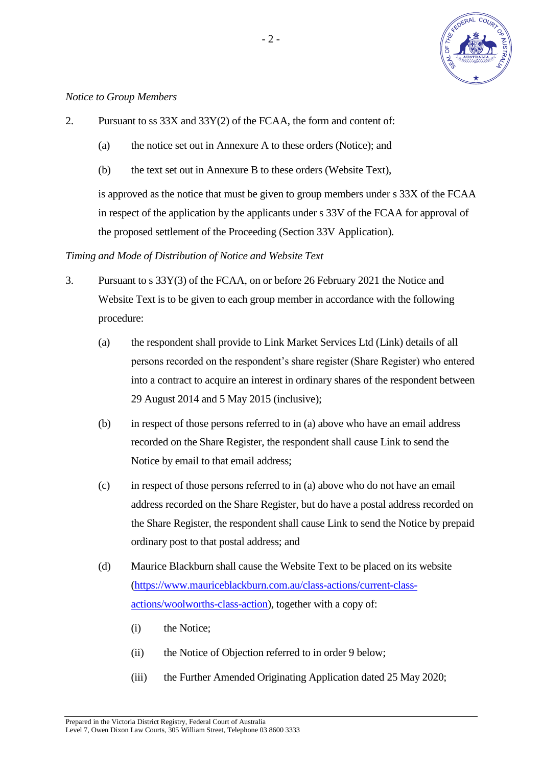*Notice to Group Members*

2. Pursuant to ss 33X and 33Y(2) of the FCAA, the form and content of:

   (a) the notice set out in Annexure A to these orders (Notice); and

   (b) the text set out in Annexure B to these orders (Website Text),

   is approved as the notice that must be given to group members under s 33X of the FCAA in respect of the application by the applicants under s 33V of the FCAA for approval of the proposed settlement of the Proceeding (Section 33V Application).

*Timing and Mode of Distribution of Notice and Website Text*

3. Pursuant to s 33Y(3) of the FCAA, on or before 26 February 2021 the Notice and Website Text is to be given to each group member in accordance with the following procedure:

   (a) the respondent shall provide to Link Market Services Ltd (Link) details of all persons recorded on the respondent's share register (Share Register) who entered into a contract to acquire an interest in ordinary shares of the respondent between 29 August 2014 and 5 May 2015 (inclusive);

   (b) in respect of those persons referred to in (a) above who have an email address recorded on the Share Register, the respondent shall cause Link to send the Notice by email to that email address;

   (c) in respect of those persons referred to in (a) above who do not have an email address recorded on the Share Register, but do have a postal address recorded on the Share Register, the respondent shall cause Link to send the Notice by prepaid ordinary post to that postal address; and

   (d) Maurice Blackburn shall cause the Website Text to be placed on its website (https://www.mauriceblackburn.com.au/class-actions/current-class-actions/woolworths-class-action), together with a copy of:

      (i) the Notice;

      (ii) the Notice of Objection referred to in order 9 below;

      (iii) the Further Amended Originating Application dated 25 May 2020;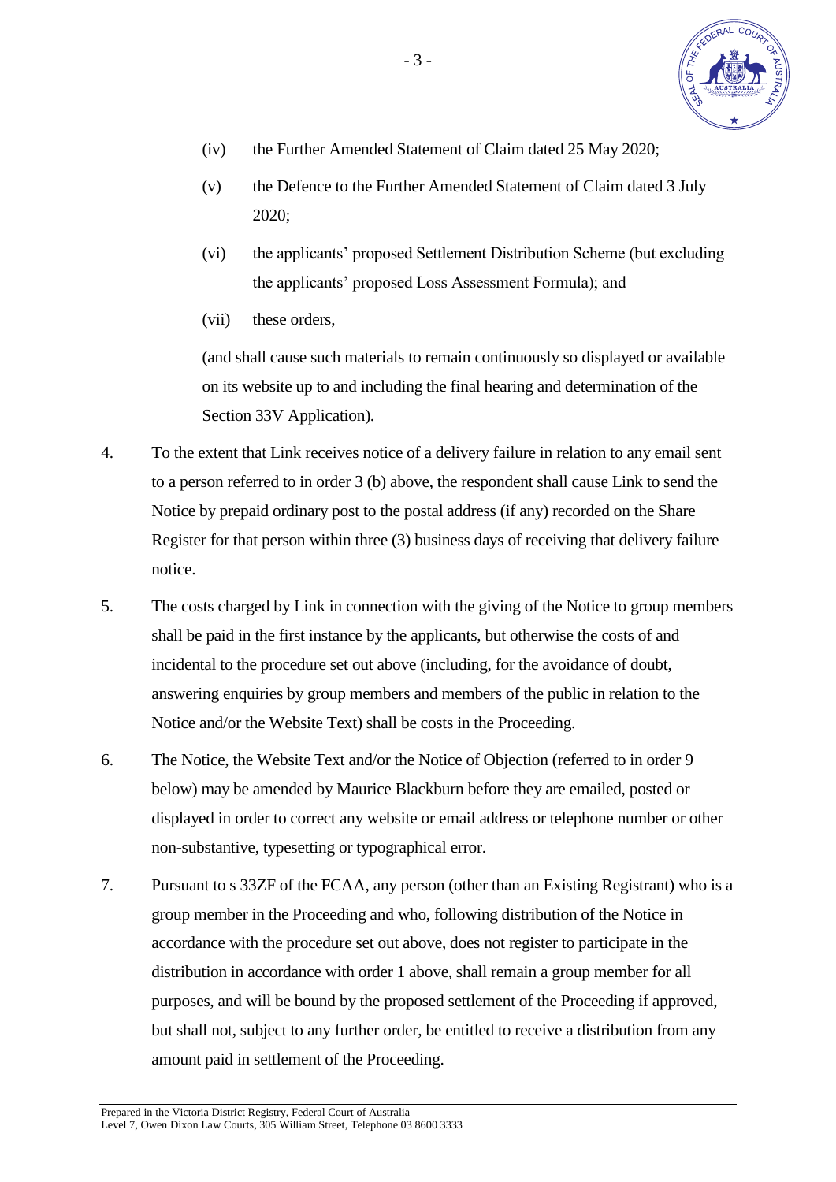(iv) the Further Amended Statement of Claim dated 25 May 2020;

(v) the Defence to the Further Amended Statement of Claim dated 3 July 2020;

(vi) the applicants' proposed Settlement Distribution Scheme (but excluding the applicants' proposed Loss Assessment Formula); and

(vii) these orders,

(and shall cause such materials to remain continuously so displayed or available on its website up to and including the final hearing and determination of the Section 33V Application).

4. To the extent that Link receives notice of a delivery failure in relation to any email sent to a person referred to in order 3 (b) above, the respondent shall cause Link to send the Notice by prepaid ordinary post to the postal address (if any) recorded on the Share Register for that person within three (3) business days of receiving that delivery failure notice.

5. The costs charged by Link in connection with the giving of the Notice to group members shall be paid in the first instance by the applicants, but otherwise the costs of and incidental to the procedure set out above (including, for the avoidance of doubt, answering enquiries by group members and members of the public in relation to the Notice and/or the Website Text) shall be costs in the Proceeding.

6. The Notice, the Website Text and/or the Notice of Objection (referred to in order 9 below) may be amended by Maurice Blackburn before they are emailed, posted or displayed in order to correct any website or email address or telephone number or other non-substantive, typesetting or typographical error.

7. Pursuant to s 33ZF of the FCAA, any person (other than an Existing Registrant) who is a group member in the Proceeding and who, following distribution of the Notice in accordance with the procedure set out above, does not register to participate in the distribution in accordance with order 1 above, shall remain a group member for all purposes, and will be bound by the proposed settlement of the Proceeding if approved, but shall not, subject to any further order, be entitled to receive a distribution from any amount paid in settlement of the Proceeding.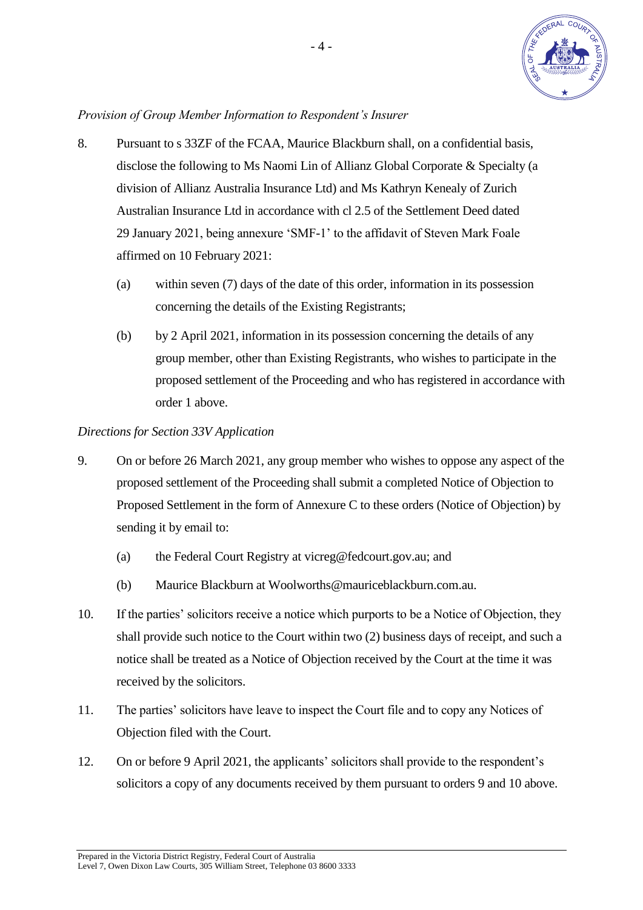*Provision of Group Member Information to Respondent's Insurer*

8. Pursuant to s 33ZF of the FCAA, Maurice Blackburn shall, on a confidential basis, disclose the following to Ms Naomi Lin of Allianz Global Corporate & Specialty (a division of Allianz Australia Insurance Ltd) and Ms Kathryn Kenealy of Zurich Australian Insurance Ltd in accordance with cl 2.5 of the Settlement Deed dated 29 January 2021, being annexure 'SMF-1' to the affidavit of Steven Mark Foale affirmed on 10 February 2021:

   (a) within seven (7) days of the date of this order, information in its possession concerning the details of the Existing Registrants;

   (b) by 2 April 2021, information in its possession concerning the details of any group member, other than Existing Registrants, who wishes to participate in the proposed settlement of the Proceeding and who has registered in accordance with order 1 above.

*Directions for Section 33V Application*

9. On or before 26 March 2021, any group member who wishes to oppose any aspect of the proposed settlement of the Proceeding shall submit a completed Notice of Objection to Proposed Settlement in the form of Annexure C to these orders (Notice of Objection) by sending it by email to:

   (a) the Federal Court Registry at vicreg@fedcourt.gov.au; and

   (b) Maurice Blackburn at Woolworths@mauriceblackburn.com.au.

10. If the parties' solicitors receive a notice which purports to be a Notice of Objection, they shall provide such notice to the Court within two (2) business days of receipt, and such a notice shall be treated as a Notice of Objection received by the Court at the time it was received by the solicitors.

11. The parties' solicitors have leave to inspect the Court file and to copy any Notices of Objection filed with the Court.

12. On or before 9 April 2021, the applicants' solicitors shall provide to the respondent's solicitors a copy of any documents received by them pursuant to orders 9 and 10 above.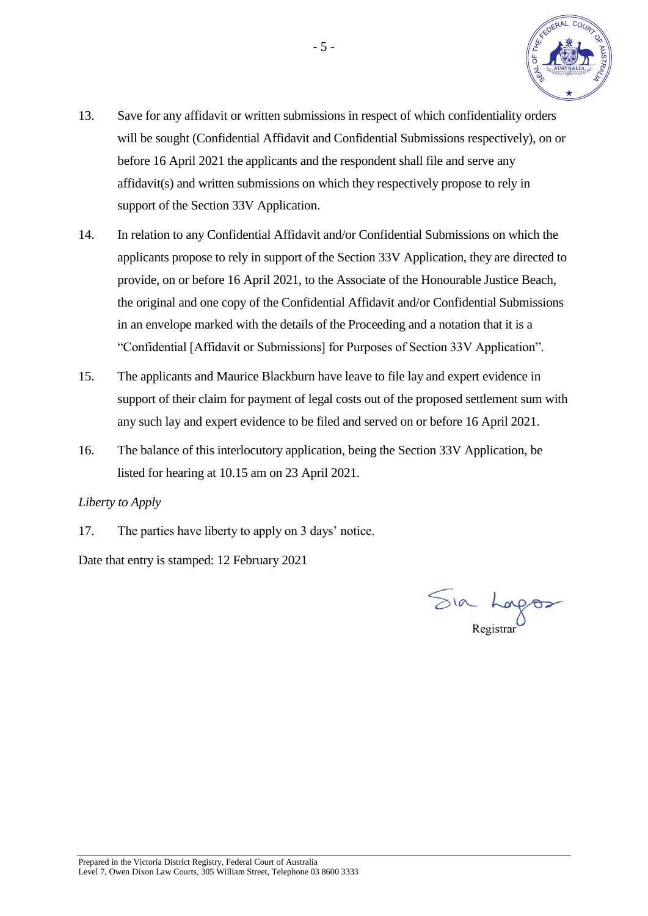13. Save for any affidavit or written submissions in respect of which confidentiality orders will be sought (Confidential Affidavit and Confidential Submissions respectively), on or before 16 April 2021 the applicants and the respondent shall file and serve any affidavit(s) and written submissions on which they respectively propose to rely in support of the Section 33V Application.

14. In relation to any Confidential Affidavit and/or Confidential Submissions on which the applicants propose to rely in support of the Section 33V Application, they are directed to provide, on or before 16 April 2021, to the Associate of the Honourable Justice Beach, the original and one copy of the Confidential Affidavit and/or Confidential Submissions in an envelope marked with the details of the Proceeding and a notation that it is a "Confidential [Affidavit or Submissions] for Purposes of Section 33V Application".

15. The applicants and Maurice Blackburn have leave to file lay and expert evidence in support of their claim for payment of legal costs out of the proposed settlement sum with any such lay and expert evidence to be filed and served on or before 16 April 2021.

16. The balance of this interlocutory application, being the Section 33V Application, be listed for hearing at 10.15 am on 23 April 2021.

*Liberty to Apply*

17. The parties have liberty to apply on 3 days' notice.

Date that entry is stamped: 12 February 2021

Registrar

Prepared in the Victoria District Registry, Federal Court of Australia
Level 7, Owen Dixon Law Courts, 305 William Street, Telephone 03 8600 3333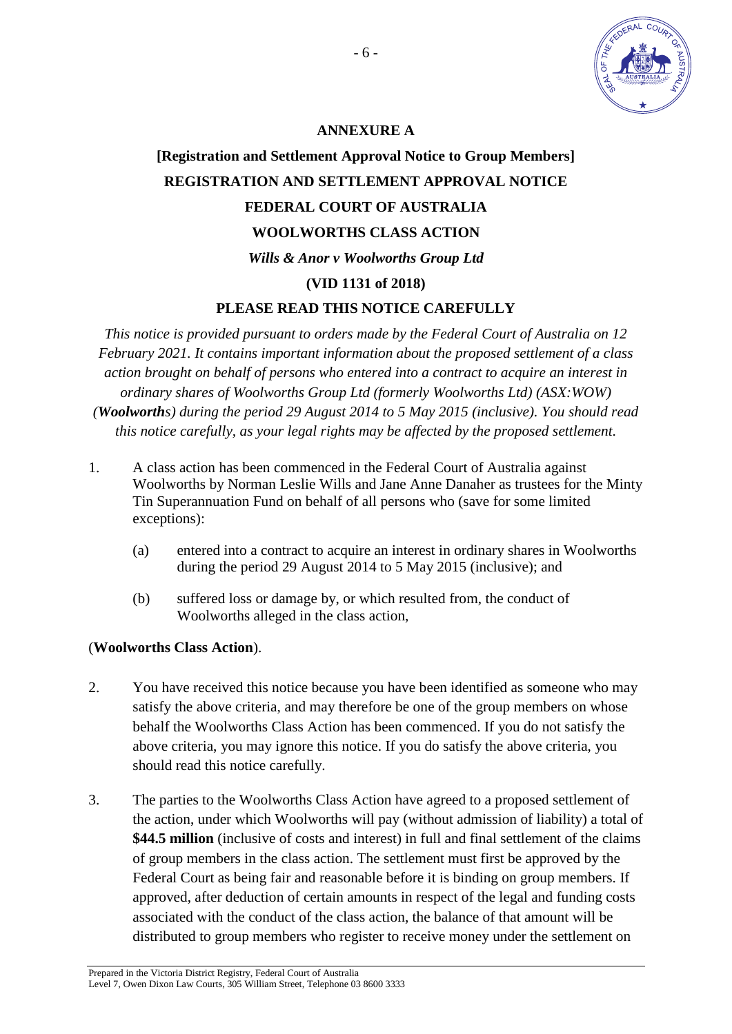# ANNEXURE A

## [Registration and Settlement Approval Notice to Group Members]

## REGISTRATION AND SETTLEMENT APPROVAL NOTICE

## FEDERAL COURT OF AUSTRALIA

## WOOLWORTHS CLASS ACTION

***Wills & Anor v Woolworths Group Ltd***

**(VID 1131 of 2018)**

**PLEASE READ THIS NOTICE CAREFULLY**

*This notice is provided pursuant to orders made by the Federal Court of Australia on 12 February 2021. It contains important information about the proposed settlement of a class action brought on behalf of persons who entered into a contract to acquire an interest in ordinary shares of Woolworths Group Ltd (formerly Woolworths Ltd) (ASX:WOW) (**Woolworths**) during the period 29 August 2014 to 5 May 2015 (inclusive). You should read this notice carefully, as your legal rights may be affected by the proposed settlement.*

1. A class action has been commenced in the Federal Court of Australia against Woolworths by Norman Leslie Wills and Jane Anne Danaher as trustees for the Minty Tin Superannuation Fund on behalf of all persons who (save for some limited exceptions):

   (a) entered into a contract to acquire an interest in ordinary shares in Woolworths during the period 29 August 2014 to 5 May 2015 (inclusive); and

   (b) suffered loss or damage by, or which resulted from, the conduct of Woolworths alleged in the class action,

(**Woolworths Class Action**).

2. You have received this notice because you have been identified as someone who may satisfy the above criteria, and may therefore be one of the group members on whose behalf the Woolworths Class Action has been commenced. If you do not satisfy the above criteria, you may ignore this notice. If you do satisfy the above criteria, you should read this notice carefully.

3. The parties to the Woolworths Class Action have agreed to a proposed settlement of the action, under which Woolworths will pay (without admission of liability) a total of **$44.5 million** (inclusive of costs and interest) in full and final settlement of the claims of group members in the class action. The settlement must first be approved by the Federal Court as being fair and reasonable before it is binding on group members. If approved, after deduction of certain amounts in respect of the legal and funding costs associated with the conduct of the class action, the balance of that amount will be distributed to group members who register to receive money under the settlement on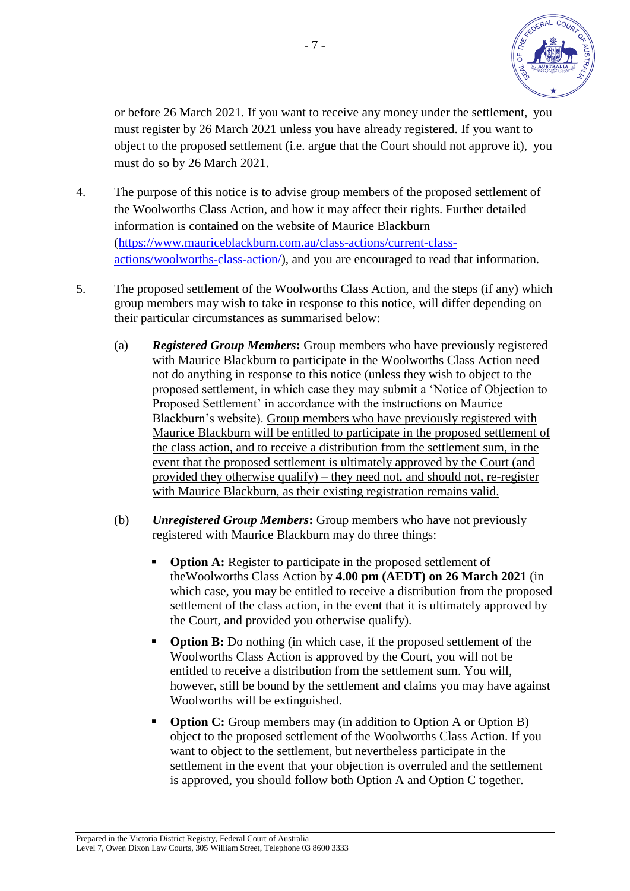or before 26 March 2021. If you want to receive any money under the settlement, you must register by 26 March 2021 unless you have already registered. If you want to object to the proposed settlement (i.e. argue that the Court should not approve it), you must do so by 26 March 2021.

4. The purpose of this notice is to advise group members of the proposed settlement of the Woolworths Class Action, and how it may affect their rights. Further detailed information is contained on the website of Maurice Blackburn (https://www.mauriceblackburn.com.au/class-actions/current-class-actions/woolworths-class-action/), and you are encouraged to read that information.

5. The proposed settlement of the Woolworths Class Action, and the steps (if any) which group members may wish to take in response to this notice, will differ depending on their particular circumstances as summarised below:

   (a) ***Registered Group Members*:** Group members who have previously registered with Maurice Blackburn to participate in the Woolworths Class Action need not do anything in response to this notice (unless they wish to object to the proposed settlement, in which case they may submit a 'Notice of Objection to Proposed Settlement' in accordance with the instructions on Maurice Blackburn's website). <u>Group members who have previously registered with Maurice Blackburn will be entitled to participate in the proposed settlement of the class action, and to receive a distribution from the settlement sum, in the event that the proposed settlement is ultimately approved by the Court (and provided they otherwise qualify) – they need not, and should not, re-register with Maurice Blackburn, as their existing registration remains valid.</u>

   (b) ***Unregistered Group Members*:** Group members who have not previously registered with Maurice Blackburn may do three things:

   - **Option A:** Register to participate in the proposed settlement of theWoolworths Class Action by **4.00 pm (AEDT) on 26 March 2021** (in which case, you may be entitled to receive a distribution from the proposed settlement of the class action, in the event that it is ultimately approved by the Court, and provided you otherwise qualify).

   - **Option B:** Do nothing (in which case, if the proposed settlement of the Woolworths Class Action is approved by the Court, you will not be entitled to receive a distribution from the settlement sum. You will, however, still be bound by the settlement and claims you may have against Woolworths will be extinguished.

   - **Option C:** Group members may (in addition to Option A or Option B) object to the proposed settlement of the Woolworths Class Action. If you want to object to the settlement, but nevertheless participate in the settlement in the event that your objection is overruled and the settlement is approved, you should follow both Option A and Option C together.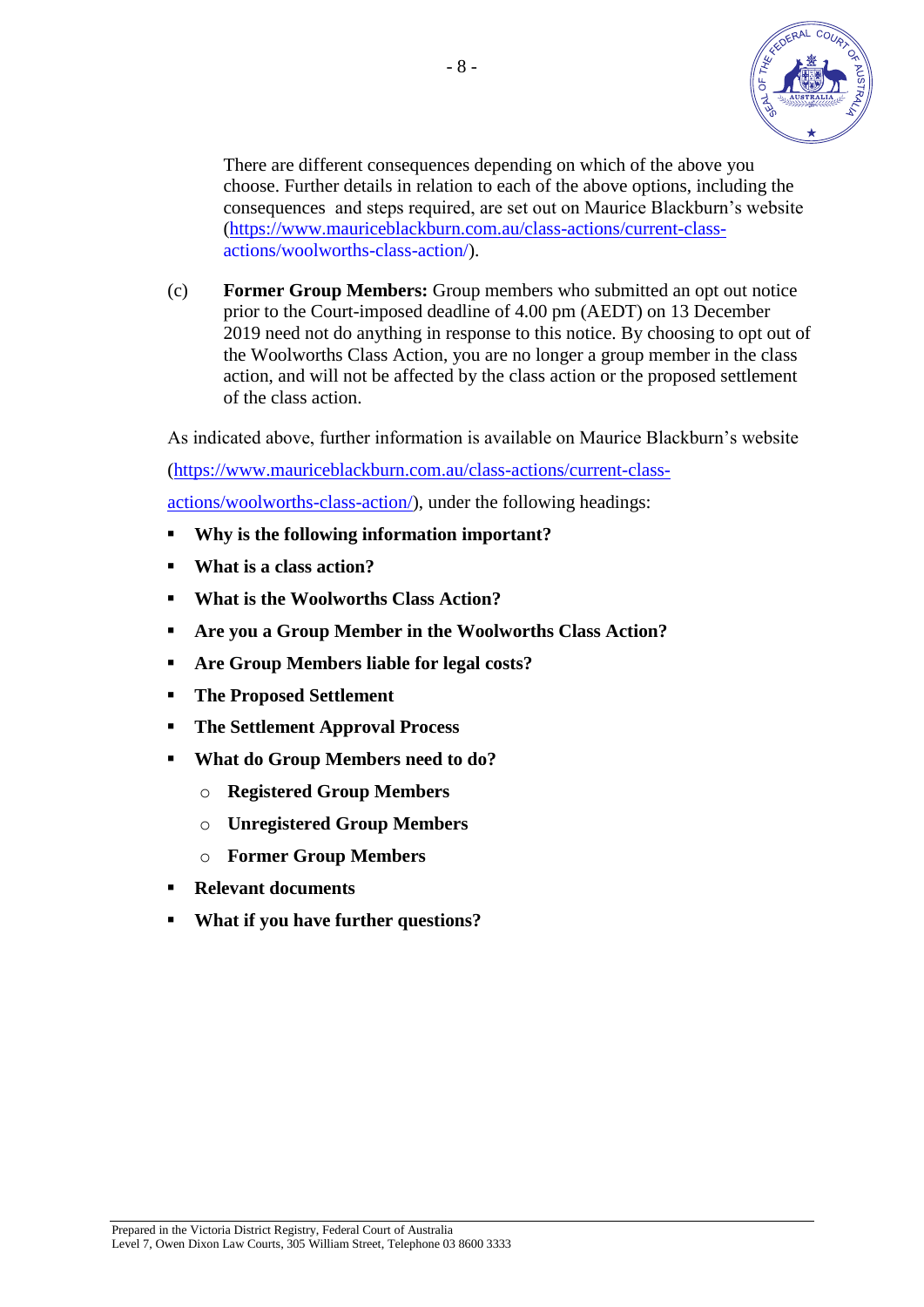There are different consequences depending on which of the above you choose. Further details in relation to each of the above options, including the consequences and steps required, are set out on Maurice Blackburn's website (https://www.mauriceblackburn.com.au/class-actions/current-class-actions/woolworths-class-action/).

(c) **Former Group Members:** Group members who submitted an opt out notice prior to the Court-imposed deadline of 4.00 pm (AEDT) on 13 December 2019 need not do anything in response to this notice. By choosing to opt out of the Woolworths Class Action, you are no longer a group member in the class action, and will not be affected by the class action or the proposed settlement of the class action.

As indicated above, further information is available on Maurice Blackburn's website (https://www.mauriceblackburn.com.au/class-actions/current-class-actions/woolworths-class-action/), under the following headings:

- **Why is the following information important?**
- **What is a class action?**
- **What is the Woolworths Class Action?**
- **Are you a Group Member in the Woolworths Class Action?**
- **Are Group Members liable for legal costs?**
- **The Proposed Settlement**
- **The Settlement Approval Process**
- **What do Group Members need to do?**
  - **Registered Group Members**
  - **Unregistered Group Members**
  - **Former Group Members**
- **Relevant documents**
- **What if you have further questions?**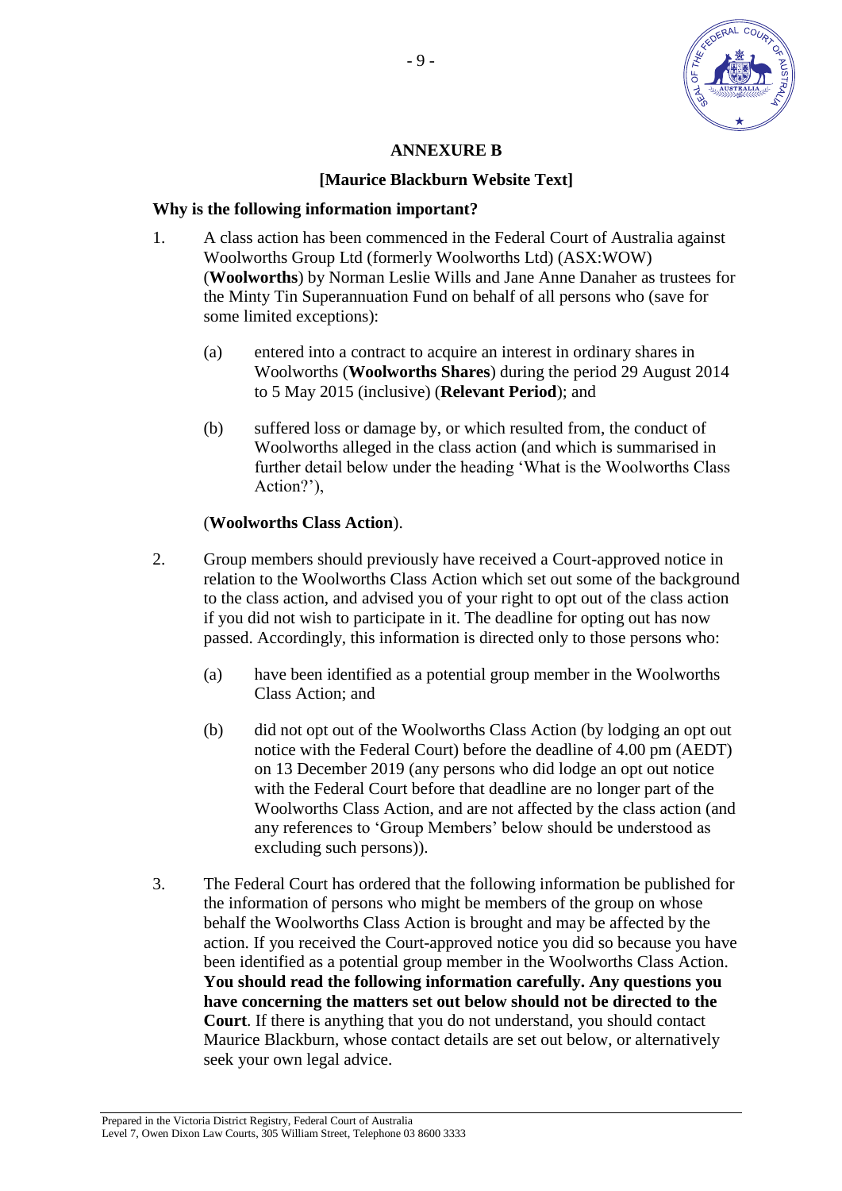## ANNEXURE B

## [Maurice Blackburn Website Text]

### Why is the following information important?

1. A class action has been commenced in the Federal Court of Australia against Woolworths Group Ltd (formerly Woolworths Ltd) (ASX:WOW) (**Woolworths**) by Norman Leslie Wills and Jane Anne Danaher as trustees for the Minty Tin Superannuation Fund on behalf of all persons who (save for some limited exceptions):

   (a) entered into a contract to acquire an interest in ordinary shares in Woolworths (**Woolworths Shares**) during the period 29 August 2014 to 5 May 2015 (inclusive) (**Relevant Period**); and

   (b) suffered loss or damage by, or which resulted from, the conduct of Woolworths alleged in the class action (and which is summarised in further detail below under the heading 'What is the Woolworths Class Action?'),

   (**Woolworths Class Action**).

2. Group members should previously have received a Court-approved notice in relation to the Woolworths Class Action which set out some of the background to the class action, and advised you of your right to opt out of the class action if you did not wish to participate in it. The deadline for opting out has now passed. Accordingly, this information is directed only to those persons who:

   (a) have been identified as a potential group member in the Woolworths Class Action; and

   (b) did not opt out of the Woolworths Class Action (by lodging an opt out notice with the Federal Court) before the deadline of 4.00 pm (AEDT) on 13 December 2019 (any persons who did lodge an opt out notice with the Federal Court before that deadline are no longer part of the Woolworths Class Action, and are not affected by the class action (and any references to 'Group Members' below should be understood as excluding such persons)).

3. The Federal Court has ordered that the following information be published for the information of persons who might be members of the group on whose behalf the Woolworths Class Action is brought and may be affected by the action. If you received the Court-approved notice you did so because you have been identified as a potential group member in the Woolworths Class Action. **You should read the following information carefully. Any questions you have concerning the matters set out below should not be directed to the Court**. If there is anything that you do not understand, you should contact Maurice Blackburn, whose contact details are set out below, or alternatively seek your own legal advice.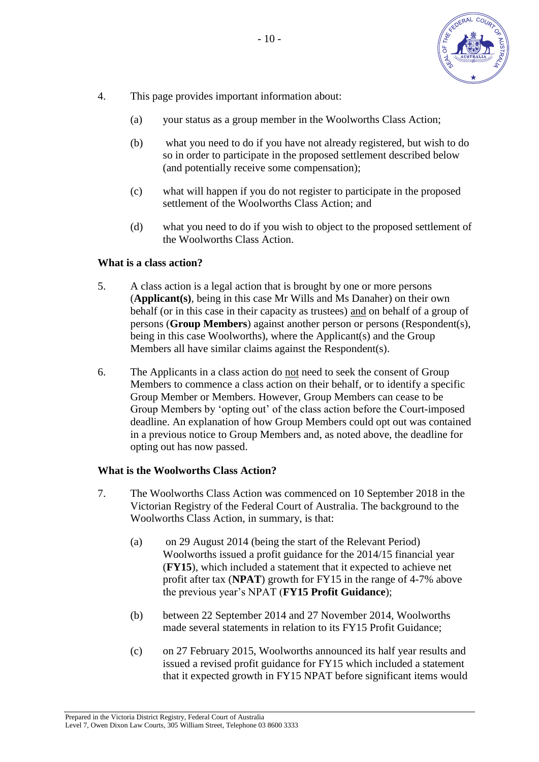4. This page provides important information about:

   (a) your status as a group member in the Woolworths Class Action;

   (b) what you need to do if you have not already registered, but wish to do so in order to participate in the proposed settlement described below (and potentially receive some compensation);

   (c) what will happen if you do not register to participate in the proposed settlement of the Woolworths Class Action; and

   (d) what you need to do if you wish to object to the proposed settlement of the Woolworths Class Action.

**What is a class action?**

5. A class action is a legal action that is brought by one or more persons (**Applicant(s)**, being in this case Mr Wills and Ms Danaher) on their own behalf (or in this case in their capacity as trustees) and on behalf of a group of persons (**Group Members**) against another person or persons (Respondent(s), being in this case Woolworths), where the Applicant(s) and the Group Members all have similar claims against the Respondent(s).

6. The Applicants in a class action do not need to seek the consent of Group Members to commence a class action on their behalf, or to identify a specific Group Member or Members. However, Group Members can cease to be Group Members by 'opting out' of the class action before the Court-imposed deadline. An explanation of how Group Members could opt out was contained in a previous notice to Group Members and, as noted above, the deadline for opting out has now passed.

**What is the Woolworths Class Action?**

7. The Woolworths Class Action was commenced on 10 September 2018 in the Victorian Registry of the Federal Court of Australia. The background to the Woolworths Class Action, in summary, is that:

   (a) on 29 August 2014 (being the start of the Relevant Period) Woolworths issued a profit guidance for the 2014/15 financial year (**FY15**), which included a statement that it expected to achieve net profit after tax (**NPAT**) growth for FY15 in the range of 4-7% above the previous year's NPAT (**FY15 Profit Guidance**);

   (b) between 22 September 2014 and 27 November 2014, Woolworths made several statements in relation to its FY15 Profit Guidance;

   (c) on 27 February 2015, Woolworths announced its half year results and issued a revised profit guidance for FY15 which included a statement that it expected growth in FY15 NPAT before significant items would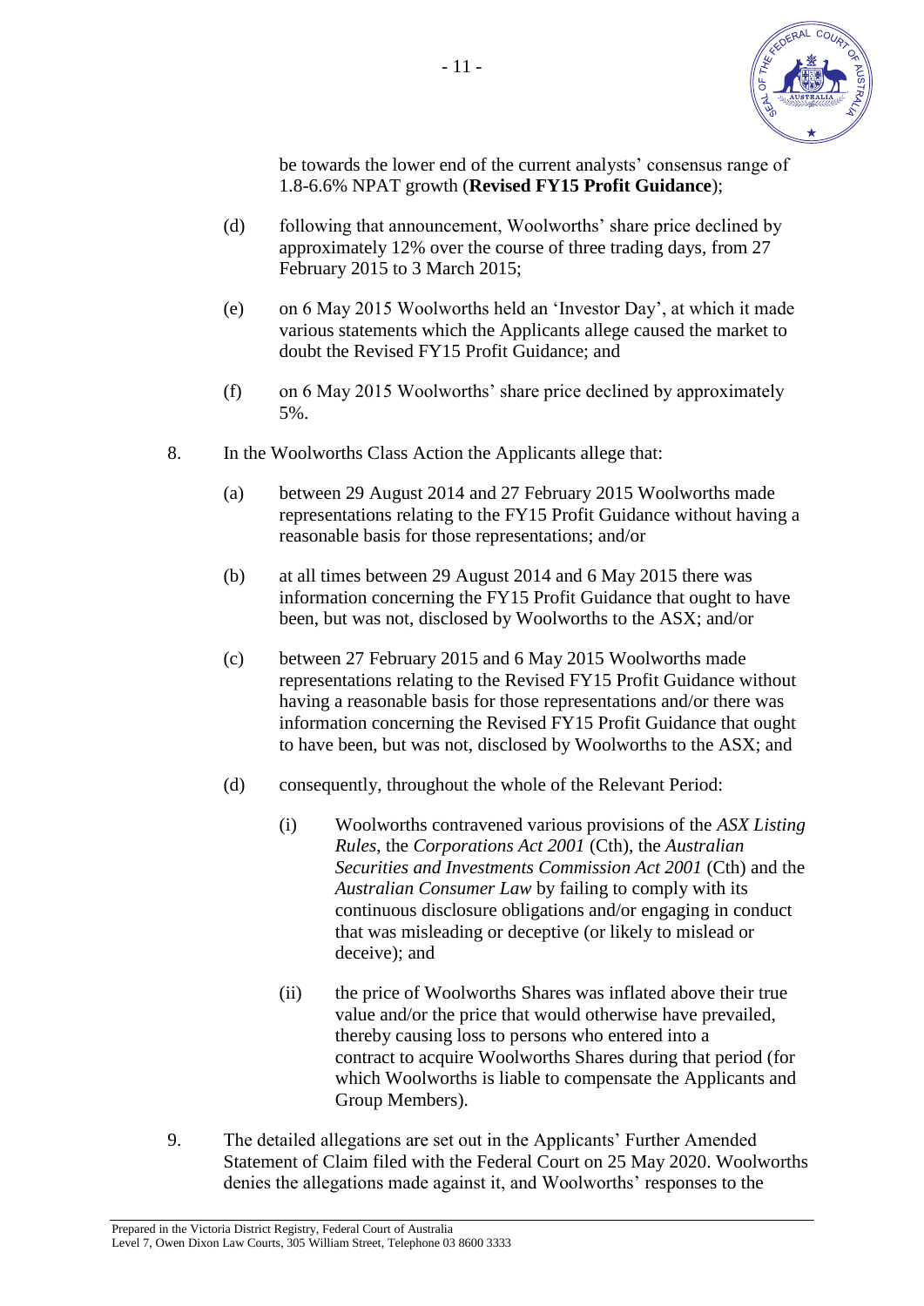be towards the lower end of the current analysts' consensus range of 1.8-6.6% NPAT growth (**Revised FY15 Profit Guidance**);

(d) following that announcement, Woolworths' share price declined by approximately 12% over the course of three trading days, from 27 February 2015 to 3 March 2015;

(e) on 6 May 2015 Woolworths held an 'Investor Day', at which it made various statements which the Applicants allege caused the market to doubt the Revised FY15 Profit Guidance; and

(f) on 6 May 2015 Woolworths' share price declined by approximately 5%.

8. In the Woolworths Class Action the Applicants allege that:

   (a) between 29 August 2014 and 27 February 2015 Woolworths made representations relating to the FY15 Profit Guidance without having a reasonable basis for those representations; and/or

   (b) at all times between 29 August 2014 and 6 May 2015 there was information concerning the FY15 Profit Guidance that ought to have been, but was not, disclosed by Woolworths to the ASX; and/or

   (c) between 27 February 2015 and 6 May 2015 Woolworths made representations relating to the Revised FY15 Profit Guidance without having a reasonable basis for those representations and/or there was information concerning the Revised FY15 Profit Guidance that ought to have been, but was not, disclosed by Woolworths to the ASX; and

   (d) consequently, throughout the whole of the Relevant Period:

      (i) Woolworths contravened various provisions of the *ASX Listing Rules*, the *Corporations Act 2001* (Cth), the *Australian Securities and Investments Commission Act 2001* (Cth) and the *Australian Consumer Law* by failing to comply with its continuous disclosure obligations and/or engaging in conduct that was misleading or deceptive (or likely to mislead or deceive); and

      (ii) the price of Woolworths Shares was inflated above their true value and/or the price that would otherwise have prevailed, thereby causing loss to persons who entered into a contract to acquire Woolworths Shares during that period (for which Woolworths is liable to compensate the Applicants and Group Members).

9. The detailed allegations are set out in the Applicants' Further Amended Statement of Claim filed with the Federal Court on 25 May 2020. Woolworths denies the allegations made against it, and Woolworths' responses to the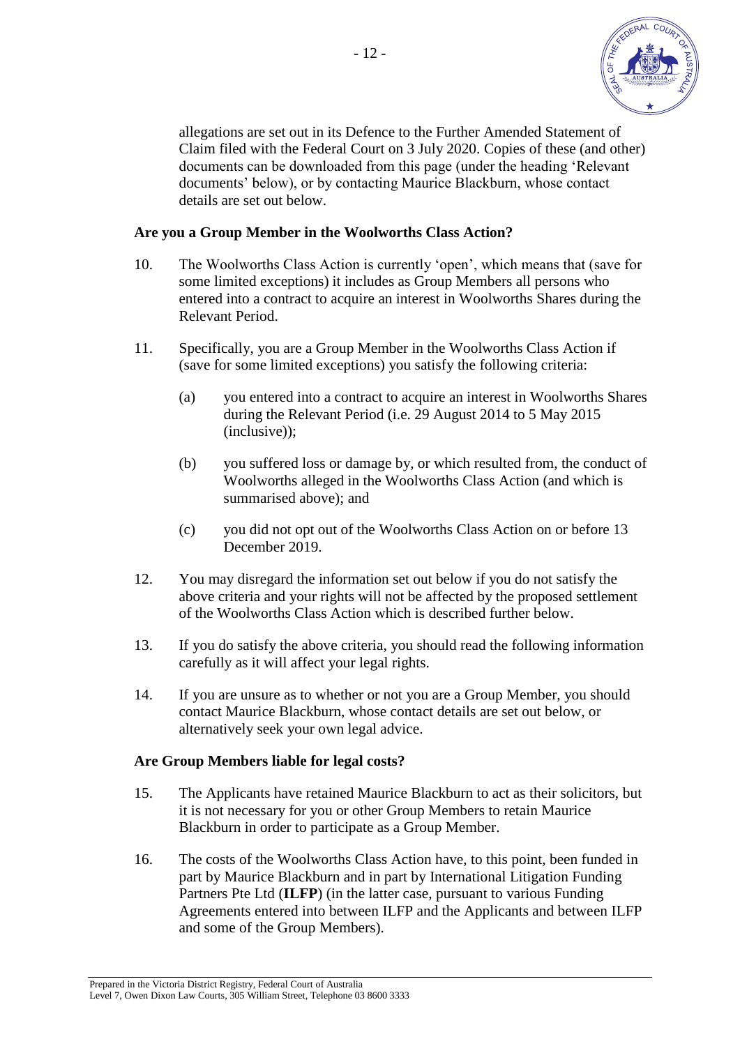allegations are set out in its Defence to the Further Amended Statement of Claim filed with the Federal Court on 3 July 2020. Copies of these (and other) documents can be downloaded from this page (under the heading 'Relevant documents' below), or by contacting Maurice Blackburn, whose contact details are set out below.

**Are you a Group Member in the Woolworths Class Action?**

10. The Woolworths Class Action is currently 'open', which means that (save for some limited exceptions) it includes as Group Members all persons who entered into a contract to acquire an interest in Woolworths Shares during the Relevant Period.

11. Specifically, you are a Group Member in the Woolworths Class Action if (save for some limited exceptions) you satisfy the following criteria:

    (a) you entered into a contract to acquire an interest in Woolworths Shares during the Relevant Period (i.e. 29 August 2014 to 5 May 2015 (inclusive));

    (b) you suffered loss or damage by, or which resulted from, the conduct of Woolworths alleged in the Woolworths Class Action (and which is summarised above); and

    (c) you did not opt out of the Woolworths Class Action on or before 13 December 2019.

12. You may disregard the information set out below if you do not satisfy the above criteria and your rights will not be affected by the proposed settlement of the Woolworths Class Action which is described further below.

13. If you do satisfy the above criteria, you should read the following information carefully as it will affect your legal rights.

14. If you are unsure as to whether or not you are a Group Member, you should contact Maurice Blackburn, whose contact details are set out below, or alternatively seek your own legal advice.

**Are Group Members liable for legal costs?**

15. The Applicants have retained Maurice Blackburn to act as their solicitors, but it is not necessary for you or other Group Members to retain Maurice Blackburn in order to participate as a Group Member.

16. The costs of the Woolworths Class Action have, to this point, been funded in part by Maurice Blackburn and in part by International Litigation Funding Partners Pte Ltd (**ILFP**) (in the latter case, pursuant to various Funding Agreements entered into between ILFP and the Applicants and between ILFP and some of the Group Members).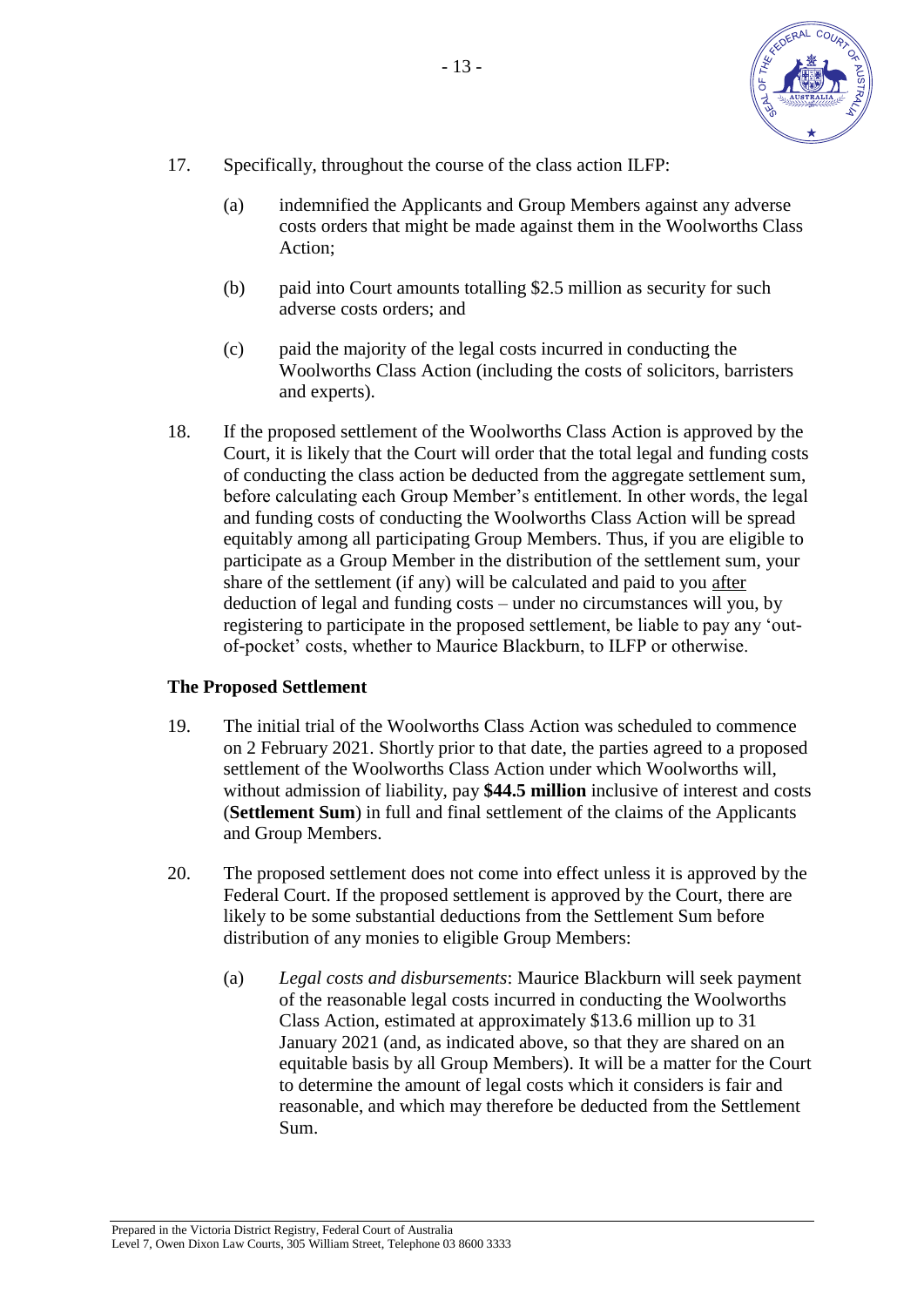17. Specifically, throughout the course of the class action ILFP:

    (a) indemnified the Applicants and Group Members against any adverse costs orders that might be made against them in the Woolworths Class Action;

    (b) paid into Court amounts totalling $2.5 million as security for such adverse costs orders; and

    (c) paid the majority of the legal costs incurred in conducting the Woolworths Class Action (including the costs of solicitors, barristers and experts).

18. If the proposed settlement of the Woolworths Class Action is approved by the Court, it is likely that the Court will order that the total legal and funding costs of conducting the class action be deducted from the aggregate settlement sum, before calculating each Group Member's entitlement. In other words, the legal and funding costs of conducting the Woolworths Class Action will be spread equitably among all participating Group Members. Thus, if you are eligible to participate as a Group Member in the distribution of the settlement sum, your share of the settlement (if any) will be calculated and paid to you <u>after</u> deduction of legal and funding costs – under no circumstances will you, by registering to participate in the proposed settlement, be liable to pay any 'out-of-pocket' costs, whether to Maurice Blackburn, to ILFP or otherwise.

### The Proposed Settlement

19. The initial trial of the Woolworths Class Action was scheduled to commence on 2 February 2021. Shortly prior to that date, the parties agreed to a proposed settlement of the Woolworths Class Action under which Woolworths will, without admission of liability, pay **$44.5 million** inclusive of interest and costs (**Settlement Sum**) in full and final settlement of the claims of the Applicants and Group Members.

20. The proposed settlement does not come into effect unless it is approved by the Federal Court. If the proposed settlement is approved by the Court, there are likely to be some substantial deductions from the Settlement Sum before distribution of any monies to eligible Group Members:

    (a) *Legal costs and disbursements*: Maurice Blackburn will seek payment of the reasonable legal costs incurred in conducting the Woolworths Class Action, estimated at approximately $13.6 million up to 31 January 2021 (and, as indicated above, so that they are shared on an equitable basis by all Group Members). It will be a matter for the Court to determine the amount of legal costs which it considers is fair and reasonable, and which may therefore be deducted from the Settlement Sum.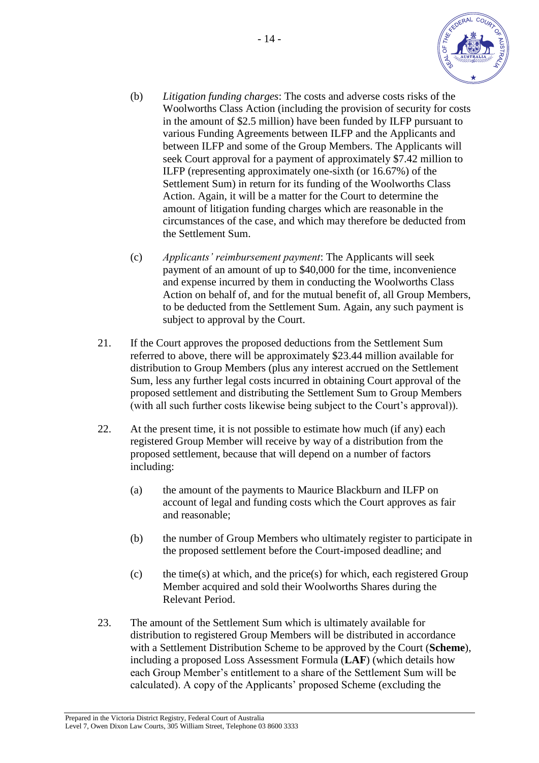(b) *Litigation funding charges*: The costs and adverse costs risks of the Woolworths Class Action (including the provision of security for costs in the amount of $2.5 million) have been funded by ILFP pursuant to various Funding Agreements between ILFP and the Applicants and between ILFP and some of the Group Members. The Applicants will seek Court approval for a payment of approximately $7.42 million to ILFP (representing approximately one-sixth (or 16.67%) of the Settlement Sum) in return for its funding of the Woolworths Class Action. Again, it will be a matter for the Court to determine the amount of litigation funding charges which are reasonable in the circumstances of the case, and which may therefore be deducted from the Settlement Sum.

(c) *Applicants' reimbursement payment*: The Applicants will seek payment of an amount of up to $40,000 for the time, inconvenience and expense incurred by them in conducting the Woolworths Class Action on behalf of, and for the mutual benefit of, all Group Members, to be deducted from the Settlement Sum. Again, any such payment is subject to approval by the Court.

21. If the Court approves the proposed deductions from the Settlement Sum referred to above, there will be approximately $23.44 million available for distribution to Group Members (plus any interest accrued on the Settlement Sum, less any further legal costs incurred in obtaining Court approval of the proposed settlement and distributing the Settlement Sum to Group Members (with all such further costs likewise being subject to the Court's approval)).

22. At the present time, it is not possible to estimate how much (if any) each registered Group Member will receive by way of a distribution from the proposed settlement, because that will depend on a number of factors including:

(a) the amount of the payments to Maurice Blackburn and ILFP on account of legal and funding costs which the Court approves as fair and reasonable;

(b) the number of Group Members who ultimately register to participate in the proposed settlement before the Court-imposed deadline; and

(c) the time(s) at which, and the price(s) for which, each registered Group Member acquired and sold their Woolworths Shares during the Relevant Period.

23. The amount of the Settlement Sum which is ultimately available for distribution to registered Group Members will be distributed in accordance with a Settlement Distribution Scheme to be approved by the Court (**Scheme**), including a proposed Loss Assessment Formula (**LAF**) (which details how each Group Member's entitlement to a share of the Settlement Sum will be calculated). A copy of the Applicants' proposed Scheme (excluding the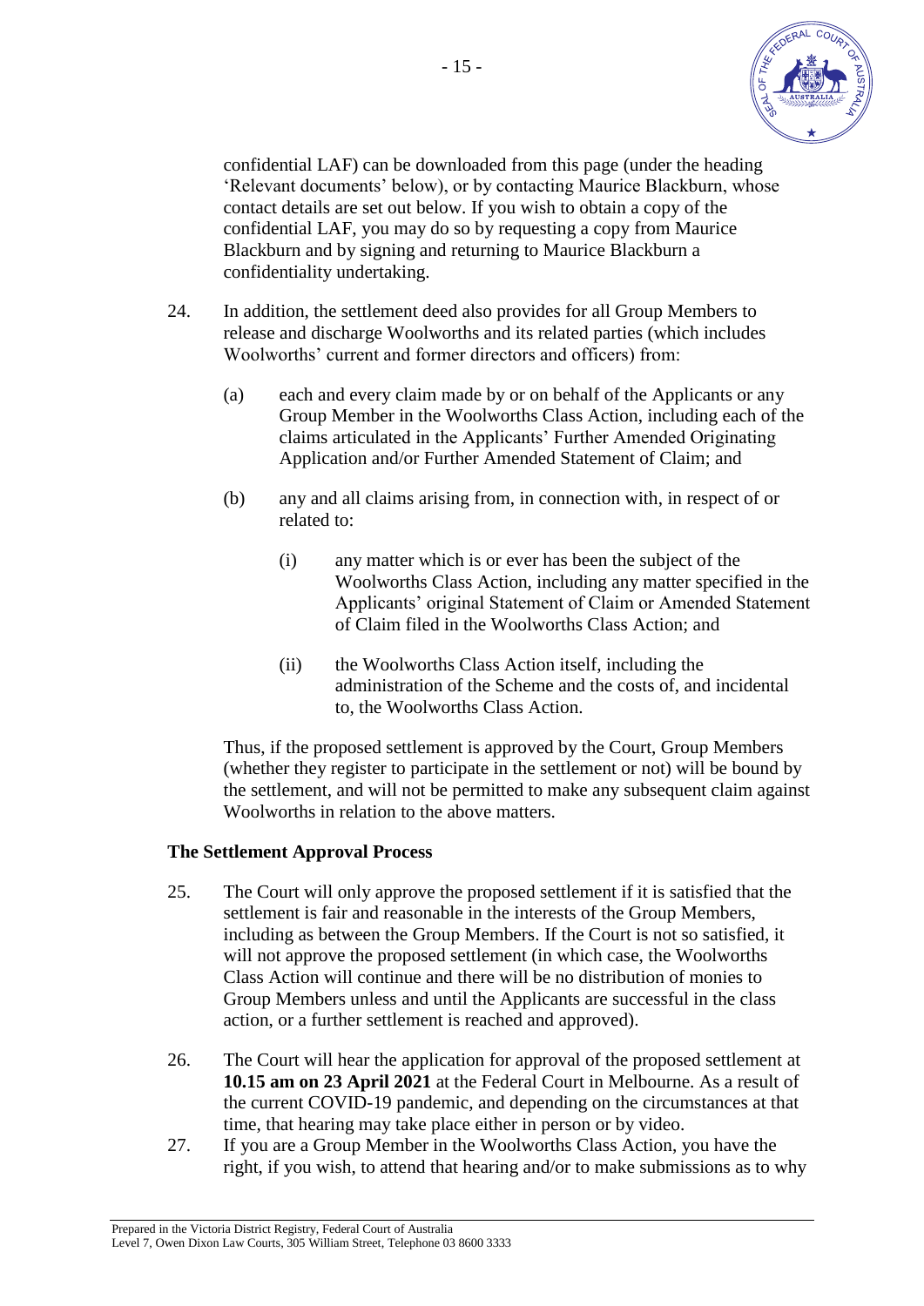confidential LAF) can be downloaded from this page (under the heading 'Relevant documents' below), or by contacting Maurice Blackburn, whose contact details are set out below. If you wish to obtain a copy of the confidential LAF, you may do so by requesting a copy from Maurice Blackburn and by signing and returning to Maurice Blackburn a confidentiality undertaking.

24. In addition, the settlement deed also provides for all Group Members to release and discharge Woolworths and its related parties (which includes Woolworths' current and former directors and officers) from:

    (a) each and every claim made by or on behalf of the Applicants or any Group Member in the Woolworths Class Action, including each of the claims articulated in the Applicants' Further Amended Originating Application and/or Further Amended Statement of Claim; and

    (b) any and all claims arising from, in connection with, in respect of or related to:

        (i) any matter which is or ever has been the subject of the Woolworths Class Action, including any matter specified in the Applicants' original Statement of Claim or Amended Statement of Claim filed in the Woolworths Class Action; and

        (ii) the Woolworths Class Action itself, including the administration of the Scheme and the costs of, and incidental to, the Woolworths Class Action.

    Thus, if the proposed settlement is approved by the Court, Group Members (whether they register to participate in the settlement or not) will be bound by the settlement, and will not be permitted to make any subsequent claim against Woolworths in relation to the above matters.

**The Settlement Approval Process**

25. The Court will only approve the proposed settlement if it is satisfied that the settlement is fair and reasonable in the interests of the Group Members, including as between the Group Members. If the Court is not so satisfied, it will not approve the proposed settlement (in which case, the Woolworths Class Action will continue and there will be no distribution of monies to Group Members unless and until the Applicants are successful in the class action, or a further settlement is reached and approved).

26. The Court will hear the application for approval of the proposed settlement at **10.15 am on 23 April 2021** at the Federal Court in Melbourne. As a result of the current COVID-19 pandemic, and depending on the circumstances at that time, that hearing may take place either in person or by video.

27. If you are a Group Member in the Woolworths Class Action, you have the right, if you wish, to attend that hearing and/or to make submissions as to why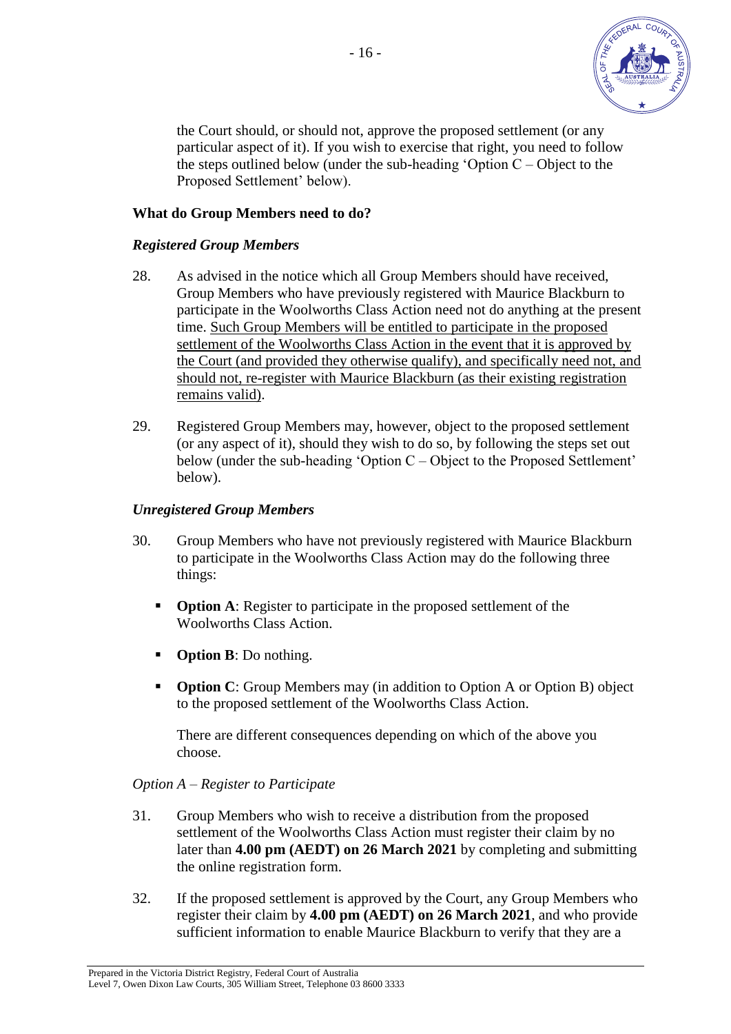the Court should, or should not, approve the proposed settlement (or any particular aspect of it). If you wish to exercise that right, you need to follow the steps outlined below (under the sub-heading 'Option C – Object to the Proposed Settlement' below).

**What do Group Members need to do?**

***Registered Group Members***

28. As advised in the notice which all Group Members should have received, Group Members who have previously registered with Maurice Blackburn to participate in the Woolworths Class Action need not do anything at the present time. <u>Such Group Members will be entitled to participate in the proposed settlement of the Woolworths Class Action in the event that it is approved by the Court (and provided they otherwise qualify), and specifically need not, and should not, re-register with Maurice Blackburn (as their existing registration remains valid)</u>.

29. Registered Group Members may, however, object to the proposed settlement (or any aspect of it), should they wish to do so, by following the steps set out below (under the sub-heading 'Option C – Object to the Proposed Settlement' below).

***Unregistered Group Members***

30. Group Members who have not previously registered with Maurice Blackburn to participate in the Woolworths Class Action may do the following three things:

    - **Option A**: Register to participate in the proposed settlement of the Woolworths Class Action.
    - **Option B**: Do nothing.
    - **Option C**: Group Members may (in addition to Option A or Option B) object to the proposed settlement of the Woolworths Class Action.

    There are different consequences depending on which of the above you choose.

*Option A – Register to Participate*

31. Group Members who wish to receive a distribution from the proposed settlement of the Woolworths Class Action must register their claim by no later than **4.00 pm (AEDT) on 26 March 2021** by completing and submitting the online registration form.

32. If the proposed settlement is approved by the Court, any Group Members who register their claim by **4.00 pm (AEDT) on 26 March 2021**, and who provide sufficient information to enable Maurice Blackburn to verify that they are a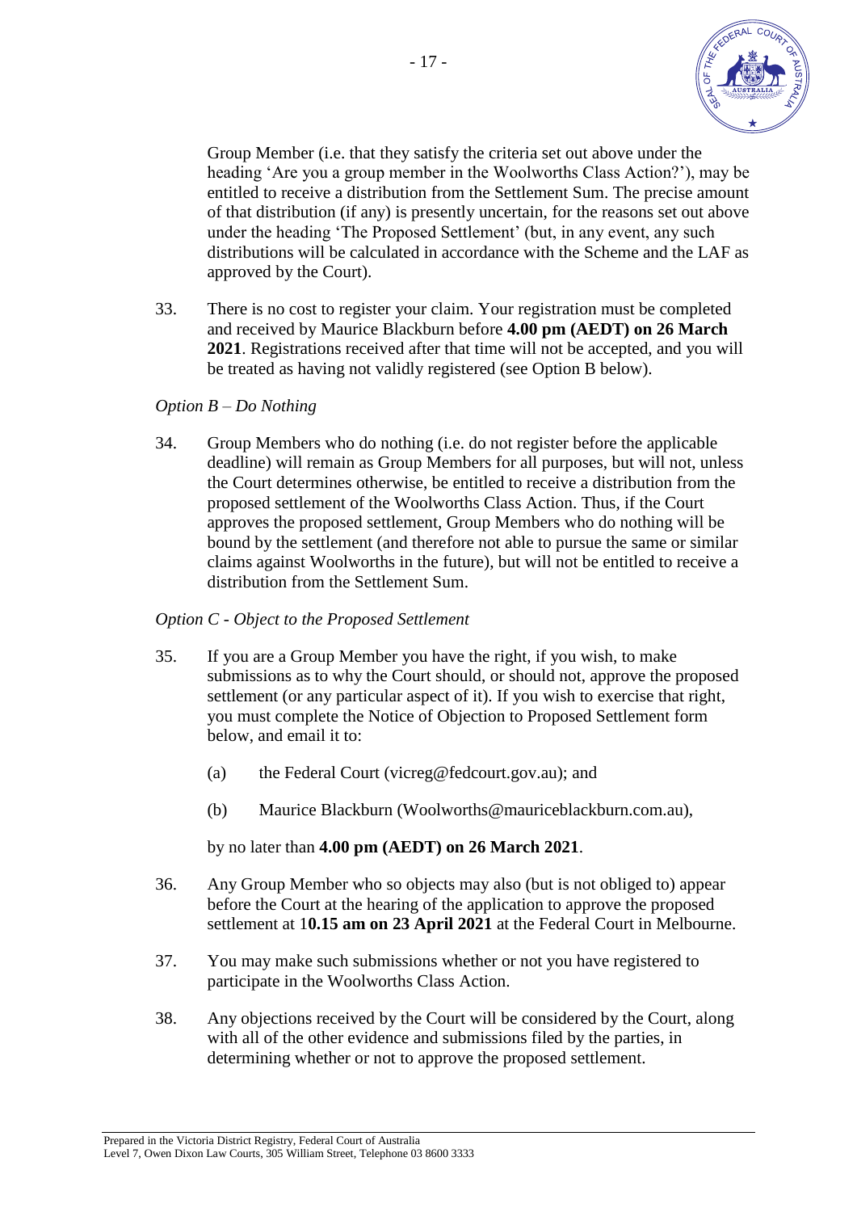Group Member (i.e. that they satisfy the criteria set out above under the heading 'Are you a group member in the Woolworths Class Action?'), may be entitled to receive a distribution from the Settlement Sum. The precise amount of that distribution (if any) is presently uncertain, for the reasons set out above under the heading 'The Proposed Settlement' (but, in any event, any such distributions will be calculated in accordance with the Scheme and the LAF as approved by the Court).

33. There is no cost to register your claim. Your registration must be completed and received by Maurice Blackburn before **4.00 pm (AEDT) on 26 March 2021**. Registrations received after that time will not be accepted, and you will be treated as having not validly registered (see Option B below).

*Option B – Do Nothing*

34. Group Members who do nothing (i.e. do not register before the applicable deadline) will remain as Group Members for all purposes, but will not, unless the Court determines otherwise, be entitled to receive a distribution from the proposed settlement of the Woolworths Class Action. Thus, if the Court approves the proposed settlement, Group Members who do nothing will be bound by the settlement (and therefore not able to pursue the same or similar claims against Woolworths in the future), but will not be entitled to receive a distribution from the Settlement Sum.

*Option C - Object to the Proposed Settlement*

35. If you are a Group Member you have the right, if you wish, to make submissions as to why the Court should, or should not, approve the proposed settlement (or any particular aspect of it). If you wish to exercise that right, you must complete the Notice of Objection to Proposed Settlement form below, and email it to:

    (a) the Federal Court (vicreg@fedcourt.gov.au); and

    (b) Maurice Blackburn (Woolworths@mauriceblackburn.com.au),

    by no later than **4.00 pm (AEDT) on 26 March 2021**.

36. Any Group Member who so objects may also (but is not obliged to) appear before the Court at the hearing of the application to approve the proposed settlement at 1**0.15 am on 23 April 2021** at the Federal Court in Melbourne.

37. You may make such submissions whether or not you have registered to participate in the Woolworths Class Action.

38. Any objections received by the Court will be considered by the Court, along with all of the other evidence and submissions filed by the parties, in determining whether or not to approve the proposed settlement.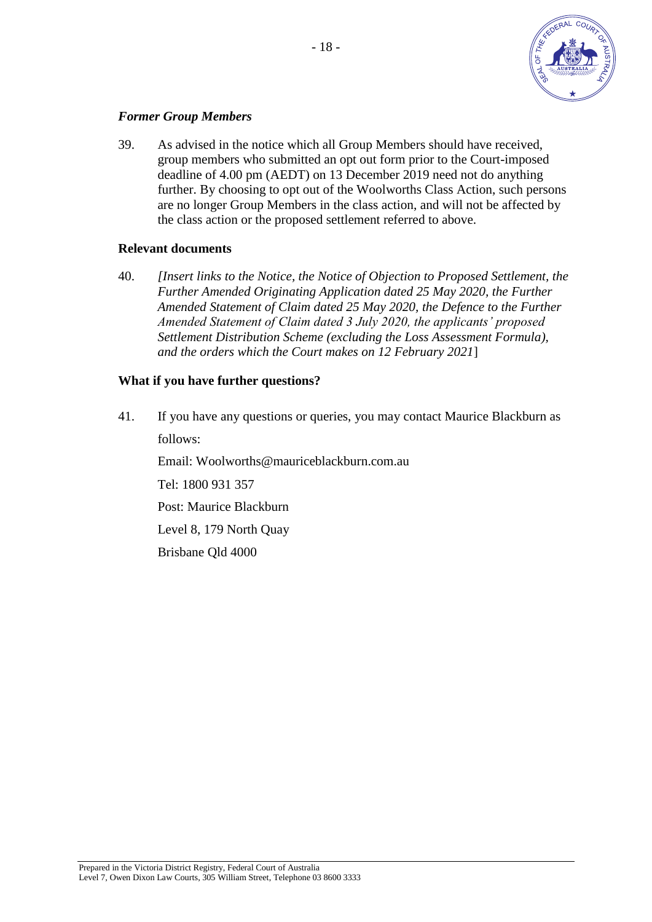### *Former Group Members*

39. As advised in the notice which all Group Members should have received, group members who submitted an opt out form prior to the Court-imposed deadline of 4.00 pm (AEDT) on 13 December 2019 need not do anything further. By choosing to opt out of the Woolworths Class Action, such persons are no longer Group Members in the class action, and will not be affected by the class action or the proposed settlement referred to above.

### **Relevant documents**

40. *[Insert links to the Notice, the Notice of Objection to Proposed Settlement, the Further Amended Originating Application dated 25 May 2020, the Further Amended Statement of Claim dated 25 May 2020, the Defence to the Further Amended Statement of Claim dated 3 July 2020, the applicants' proposed Settlement Distribution Scheme (excluding the Loss Assessment Formula), and the orders which the Court makes on 12 February 2021*]

### **What if you have further questions?**

41. If you have any questions or queries, you may contact Maurice Blackburn as follows:

    Email: Woolworths@mauriceblackburn.com.au

    Tel: 1800 931 357

    Post: Maurice Blackburn

    Level 8, 179 North Quay

    Brisbane Qld 4000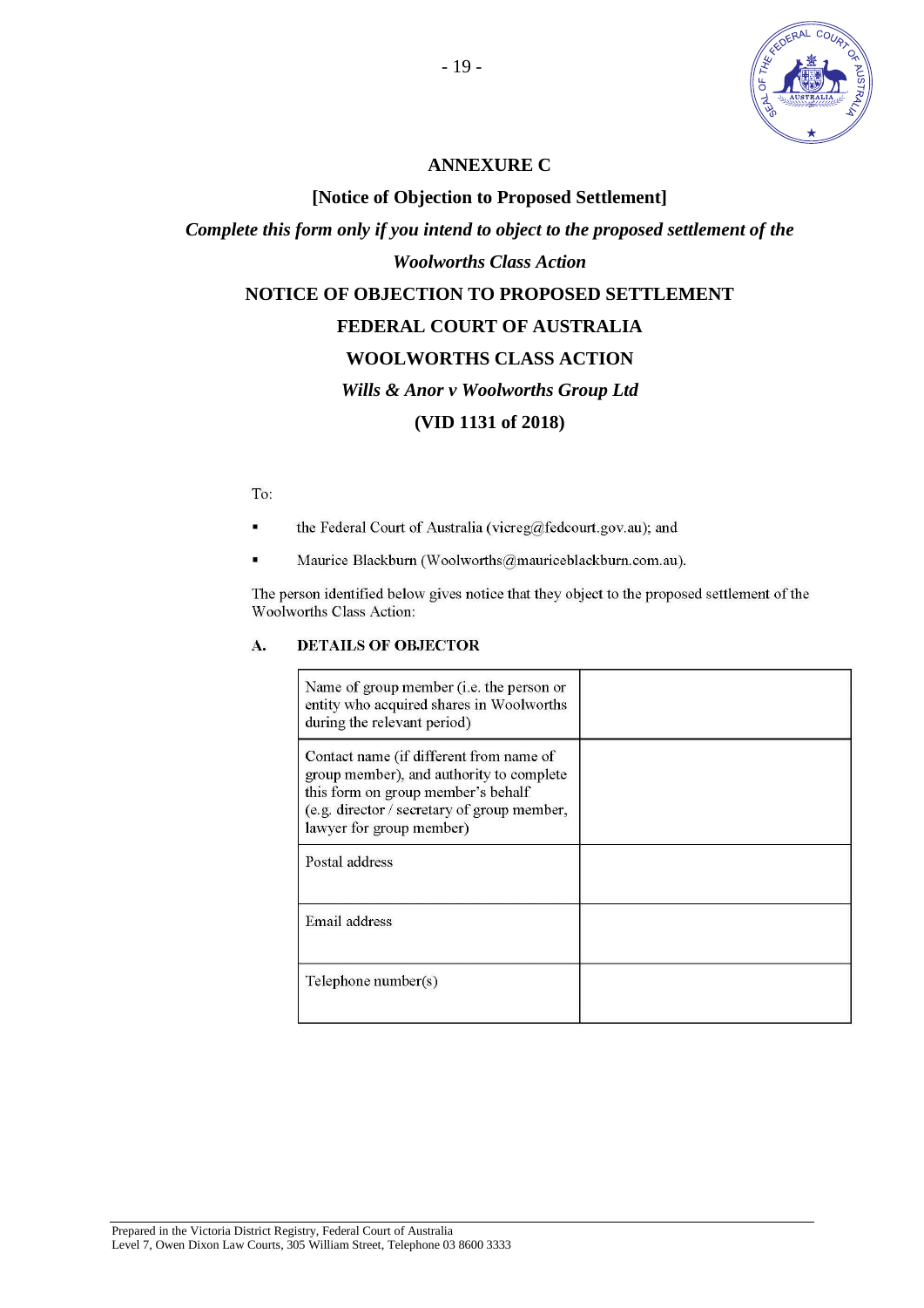## ANNEXURE C

**[Notice of Objection to Proposed Settlement]**

***Complete this form only if you intend to object to the proposed settlement of the Woolworths Class Action***

**NOTICE OF OBJECTION TO PROPOSED SETTLEMENT**

**FEDERAL COURT OF AUSTRALIA**

**WOOLWORTHS CLASS ACTION**

***Wills & Anor v Woolworths Group Ltd***

**(VID 1131 of 2018)**

To:

- the Federal Court of Australia (vicreg@fedcourt.gov.au); and
- Maurice Blackburn (Woolworths@mauriceblackburn.com.au).

The person identified below gives notice that they object to the proposed settlement of the Woolworths Class Action:

### A. DETAILS OF OBJECTOR

| | |
|---|---|
| Name of group member (i.e. the person or entity who acquired shares in Woolworths during the relevant period) | |
| Contact name (if different from name of group member), and authority to complete this form on group member's behalf (e.g. director / secretary of group member, lawyer for group member) | |
| Postal address | |
| Email address | |
| Telephone number(s) | |

Prepared in the Victoria District Registry, Federal Court of Australia
Level 7, Owen Dixon Law Courts, 305 William Street, Telephone 03 8600 3333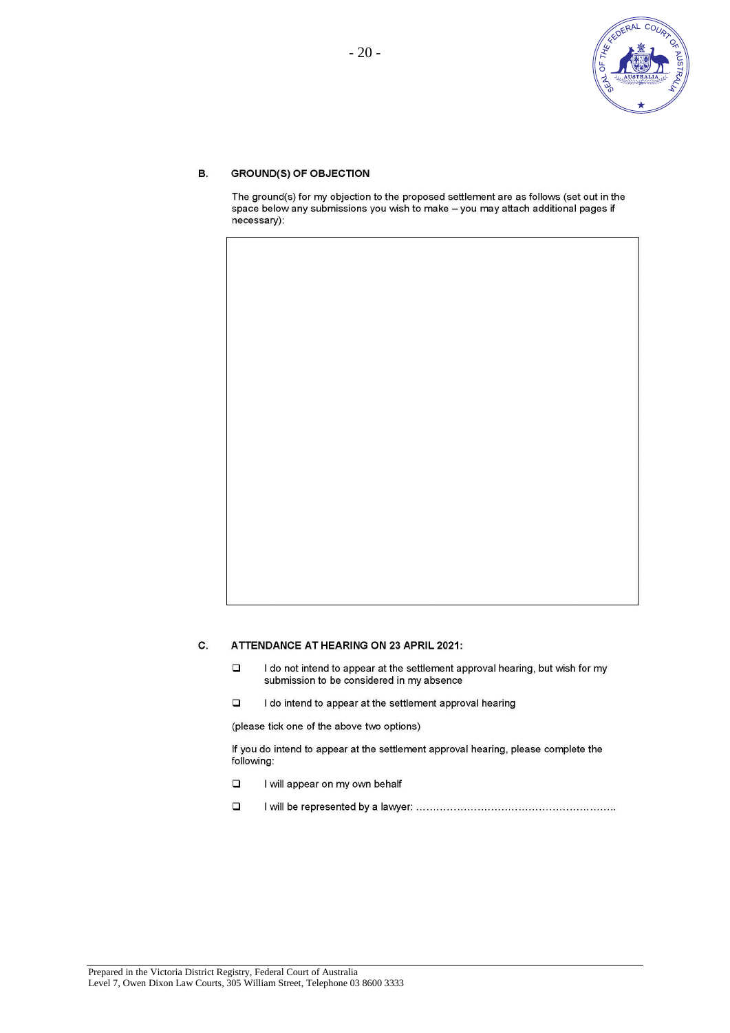## B. GROUND(S) OF OBJECTION

The ground(s) for my objection to the proposed settlement are as follows (set out in the space below any submissions you wish to make – you may attach additional pages if necessary):

| |
|---|
| |

## C. ATTENDANCE AT HEARING ON 23 APRIL 2021:

- ❑ I do not intend to appear at the settlement approval hearing, but wish for my submission to be considered in my absence
- ❑ I do intend to appear at the settlement approval hearing

(please tick one of the above two options)

If you do intend to appear at the settlement approval hearing, please complete the following:

- ❑ I will appear on my own behalf
- ❑ I will be represented by a lawyer: ……………………………………………………..

Prepared in the Victoria District Registry, Federal Court of Australia
Level 7, Owen Dixon Law Courts, 305 William Street, Telephone 03 8600 3333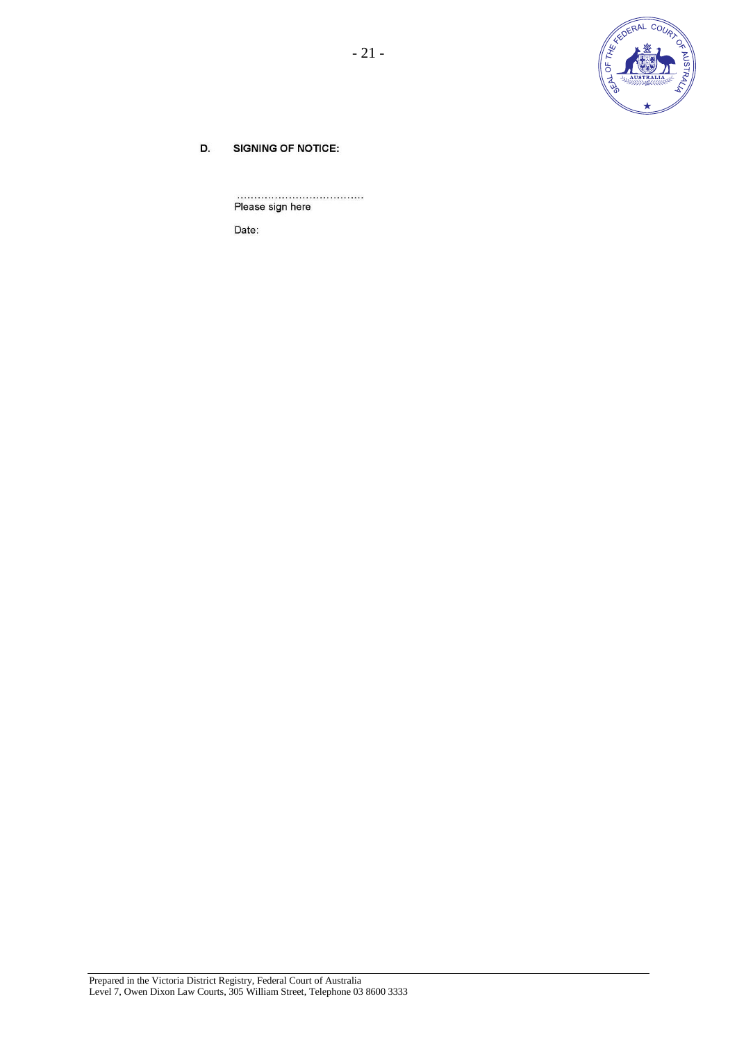## D. SIGNING OF NOTICE:

………………………………
Please sign here

Date:

Prepared in the Victoria District Registry, Federal Court of Australia
Level 7, Owen Dixon Law Courts, 305 William Street, Telephone 03 8600 3333